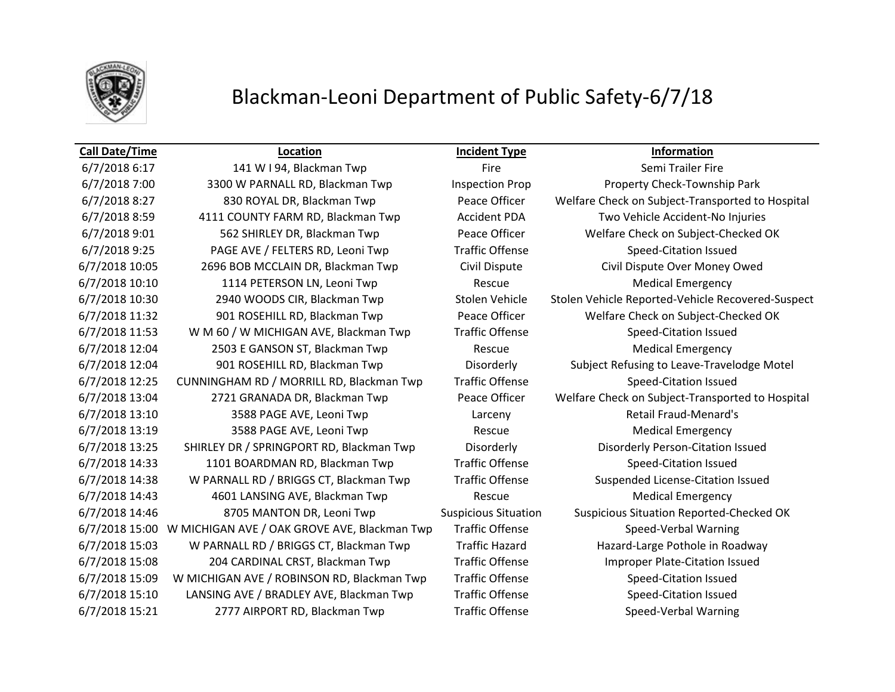# Blackman-Leoni Department of Public Safety-6/7/18

| Call Date/Time | Location | Incident Type | Information |
|---|---|---|---|
| 6/7/2018 6:17 | 141 W I 94, Blackman Twp | Fire | Semi Trailer Fire |
| 6/7/2018 7:00 | 3300 W PARNALL RD, Blackman Twp | Inspection Prop | Property Check-Township Park |
| 6/7/2018 8:27 | 830 ROYAL DR, Blackman Twp | Peace Officer | Welfare Check on Subject-Transported to Hospital |
| 6/7/2018 8:59 | 4111 COUNTY FARM RD, Blackman Twp | Accident PDA | Two Vehicle Accident-No Injuries |
| 6/7/2018 9:01 | 562 SHIRLEY DR, Blackman Twp | Peace Officer | Welfare Check on Subject-Checked OK |
| 6/7/2018 9:25 | PAGE AVE / FELTERS RD, Leoni Twp | Traffic Offense | Speed-Citation Issued |
| 6/7/2018 10:05 | 2696 BOB MCCLAIN DR, Blackman Twp | Civil Dispute | Civil Dispute Over Money Owed |
| 6/7/2018 10:10 | 1114 PETERSON LN, Leoni Twp | Rescue | Medical Emergency |
| 6/7/2018 10:30 | 2940 WOODS CIR, Blackman Twp | Stolen Vehicle | Stolen Vehicle Reported-Vehicle Recovered-Suspect |
| 6/7/2018 11:32 | 901 ROSEHILL RD, Blackman Twp | Peace Officer | Welfare Check on Subject-Checked OK |
| 6/7/2018 11:53 | W M 60 / W MICHIGAN AVE, Blackman Twp | Traffic Offense | Speed-Citation Issued |
| 6/7/2018 12:04 | 2503 E GANSON ST, Blackman Twp | Rescue | Medical Emergency |
| 6/7/2018 12:04 | 901 ROSEHILL RD, Blackman Twp | Disorderly | Subject Refusing to Leave-Travelodge Motel |
| 6/7/2018 12:25 | CUNNINGHAM RD / MORRILL RD, Blackman Twp | Traffic Offense | Speed-Citation Issued |
| 6/7/2018 13:04 | 2721 GRANADA DR, Blackman Twp | Peace Officer | Welfare Check on Subject-Transported to Hospital |
| 6/7/2018 13:10 | 3588 PAGE AVE, Leoni Twp | Larceny | Retail Fraud-Menard's |
| 6/7/2018 13:19 | 3588 PAGE AVE, Leoni Twp | Rescue | Medical Emergency |
| 6/7/2018 13:25 | SHIRLEY DR / SPRINGPORT RD, Blackman Twp | Disorderly | Disorderly Person-Citation Issued |
| 6/7/2018 14:33 | 1101 BOARDMAN RD, Blackman Twp | Traffic Offense | Speed-Citation Issued |
| 6/7/2018 14:38 | W PARNALL RD / BRIGGS CT, Blackman Twp | Traffic Offense | Suspended License-Citation Issued |
| 6/7/2018 14:43 | 4601 LANSING AVE, Blackman Twp | Rescue | Medical Emergency |
| 6/7/2018 14:46 | 8705 MANTON DR, Leoni Twp | Suspicious Situation | Suspicious Situation Reported-Checked OK |
| 6/7/2018 15:00 | W MICHIGAN AVE / OAK GROVE AVE, Blackman Twp | Traffic Offense | Speed-Verbal Warning |
| 6/7/2018 15:03 | W PARNALL RD / BRIGGS CT, Blackman Twp | Traffic Hazard | Hazard-Large Pothole in Roadway |
| 6/7/2018 15:08 | 204 CARDINAL CRST, Blackman Twp | Traffic Offense | Improper Plate-Citation Issued |
| 6/7/2018 15:09 | W MICHIGAN AVE / ROBINSON RD, Blackman Twp | Traffic Offense | Speed-Citation Issued |
| 6/7/2018 15:10 | LANSING AVE / BRADLEY AVE, Blackman Twp | Traffic Offense | Speed-Citation Issued |
| 6/7/2018 15:21 | 2777 AIRPORT RD, Blackman Twp | Traffic Offense | Speed-Verbal Warning |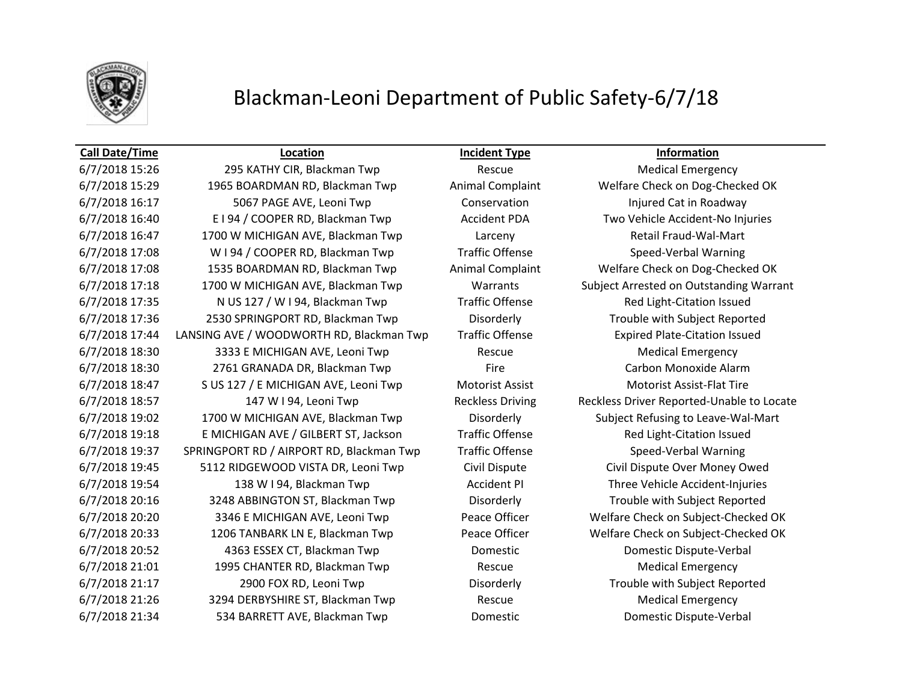# Blackman-Leoni Department of Public Safety-6/7/18

| Call Date/Time | Location | Incident Type | Information |
|---|---|---|---|
| 6/7/2018 15:26 | 295 KATHY CIR, Blackman Twp | Rescue | Medical Emergency |
| 6/7/2018 15:29 | 1965 BOARDMAN RD, Blackman Twp | Animal Complaint | Welfare Check on Dog-Checked OK |
| 6/7/2018 16:17 | 5067 PAGE AVE, Leoni Twp | Conservation | Injured Cat in Roadway |
| 6/7/2018 16:40 | E I 94 / COOPER RD, Blackman Twp | Accident PDA | Two Vehicle Accident-No Injuries |
| 6/7/2018 16:47 | 1700 W MICHIGAN AVE, Blackman Twp | Larceny | Retail Fraud-Wal-Mart |
| 6/7/2018 17:08 | W I 94 / COOPER RD, Blackman Twp | Traffic Offense | Speed-Verbal Warning |
| 6/7/2018 17:08 | 1535 BOARDMAN RD, Blackman Twp | Animal Complaint | Welfare Check on Dog-Checked OK |
| 6/7/2018 17:18 | 1700 W MICHIGAN AVE, Blackman Twp | Warrants | Subject Arrested on Outstanding Warrant |
| 6/7/2018 17:35 | N US 127 / W I 94, Blackman Twp | Traffic Offense | Red Light-Citation Issued |
| 6/7/2018 17:36 | 2530 SPRINGPORT RD, Blackman Twp | Disorderly | Trouble with Subject Reported |
| 6/7/2018 17:44 | LANSING AVE / WOODWORTH RD, Blackman Twp | Traffic Offense | Expired Plate-Citation Issued |
| 6/7/2018 18:30 | 3333 E MICHIGAN AVE, Leoni Twp | Rescue | Medical Emergency |
| 6/7/2018 18:30 | 2761 GRANADA DR, Blackman Twp | Fire | Carbon Monoxide Alarm |
| 6/7/2018 18:47 | S US 127 / E MICHIGAN AVE, Leoni Twp | Motorist Assist | Motorist Assist-Flat Tire |
| 6/7/2018 18:57 | 147 W I 94, Leoni Twp | Reckless Driving | Reckless Driver Reported-Unable to Locate |
| 6/7/2018 19:02 | 1700 W MICHIGAN AVE, Blackman Twp | Disorderly | Subject Refusing to Leave-Wal-Mart |
| 6/7/2018 19:18 | E MICHIGAN AVE / GILBERT ST, Jackson | Traffic Offense | Red Light-Citation Issued |
| 6/7/2018 19:37 | SPRINGPORT RD / AIRPORT RD, Blackman Twp | Traffic Offense | Speed-Verbal Warning |
| 6/7/2018 19:45 | 5112 RIDGEWOOD VISTA DR, Leoni Twp | Civil Dispute | Civil Dispute Over Money Owed |
| 6/7/2018 19:54 | 138 W I 94, Blackman Twp | Accident PI | Three Vehicle Accident-Injuries |
| 6/7/2018 20:16 | 3248 ABBINGTON ST, Blackman Twp | Disorderly | Trouble with Subject Reported |
| 6/7/2018 20:20 | 3346 E MICHIGAN AVE, Leoni Twp | Peace Officer | Welfare Check on Subject-Checked OK |
| 6/7/2018 20:33 | 1206 TANBARK LN E, Blackman Twp | Peace Officer | Welfare Check on Subject-Checked OK |
| 6/7/2018 20:52 | 4363 ESSEX CT, Blackman Twp | Domestic | Domestic Dispute-Verbal |
| 6/7/2018 21:01 | 1995 CHANTER RD, Blackman Twp | Rescue | Medical Emergency |
| 6/7/2018 21:17 | 2900 FOX RD, Leoni Twp | Disorderly | Trouble with Subject Reported |
| 6/7/2018 21:26 | 3294 DERBYSHIRE ST, Blackman Twp | Rescue | Medical Emergency |
| 6/7/2018 21:34 | 534 BARRETT AVE, Blackman Twp | Domestic | Domestic Dispute-Verbal |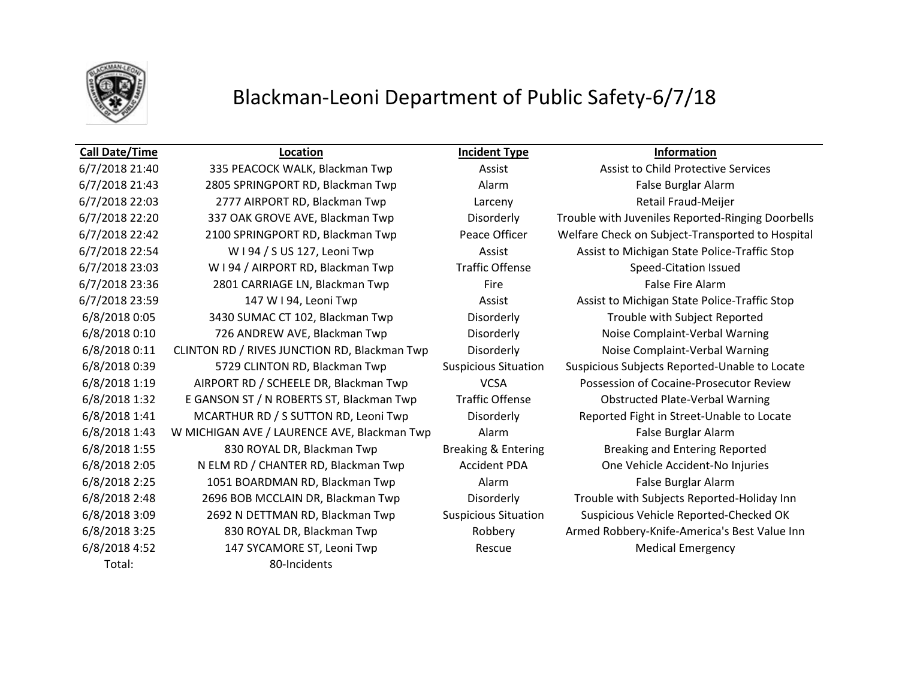# Blackman-Leoni Department of Public Safety-6/7/18

| Call Date/Time | Location | Incident Type | Information |
|---|---|---|---|
| 6/7/2018 21:40 | 335 PEACOCK WALK, Blackman Twp | Assist | Assist to Child Protective Services |
| 6/7/2018 21:43 | 2805 SPRINGPORT RD, Blackman Twp | Alarm | False Burglar Alarm |
| 6/7/2018 22:03 | 2777 AIRPORT RD, Blackman Twp | Larceny | Retail Fraud-Meijer |
| 6/7/2018 22:20 | 337 OAK GROVE AVE, Blackman Twp | Disorderly | Trouble with Juveniles Reported-Ringing Doorbells |
| 6/7/2018 22:42 | 2100 SPRINGPORT RD, Blackman Twp | Peace Officer | Welfare Check on Subject-Transported to Hospital |
| 6/7/2018 22:54 | W I 94 / S US 127, Leoni Twp | Assist | Assist to Michigan State Police-Traffic Stop |
| 6/7/2018 23:03 | W I 94 / AIRPORT RD, Blackman Twp | Traffic Offense | Speed-Citation Issued |
| 6/7/2018 23:36 | 2801 CARRIAGE LN, Blackman Twp | Fire | False Fire Alarm |
| 6/7/2018 23:59 | 147 W I 94, Leoni Twp | Assist | Assist to Michigan State Police-Traffic Stop |
| 6/8/2018 0:05 | 3430 SUMAC CT 102, Blackman Twp | Disorderly | Trouble with Subject Reported |
| 6/8/2018 0:10 | 726 ANDREW AVE, Blackman Twp | Disorderly | Noise Complaint-Verbal Warning |
| 6/8/2018 0:11 | CLINTON RD / RIVES JUNCTION RD, Blackman Twp | Disorderly | Noise Complaint-Verbal Warning |
| 6/8/2018 0:39 | 5729 CLINTON RD, Blackman Twp | Suspicious Situation | Suspicious Subjects Reported-Unable to Locate |
| 6/8/2018 1:19 | AIRPORT RD / SCHEELE DR, Blackman Twp | VCSA | Possession of Cocaine-Prosecutor Review |
| 6/8/2018 1:32 | E GANSON ST / N ROBERTS ST, Blackman Twp | Traffic Offense | Obstructed Plate-Verbal Warning |
| 6/8/2018 1:41 | MCARTHUR RD / S SUTTON RD, Leoni Twp | Disorderly | Reported Fight in Street-Unable to Locate |
| 6/8/2018 1:43 | W MICHIGAN AVE / LAURENCE AVE, Blackman Twp | Alarm | False Burglar Alarm |
| 6/8/2018 1:55 | 830 ROYAL DR, Blackman Twp | Breaking & Entering | Breaking and Entering Reported |
| 6/8/2018 2:05 | N ELM RD / CHANTER RD, Blackman Twp | Accident PDA | One Vehicle Accident-No Injuries |
| 6/8/2018 2:25 | 1051 BOARDMAN RD, Blackman Twp | Alarm | False Burglar Alarm |
| 6/8/2018 2:48 | 2696 BOB MCCLAIN DR, Blackman Twp | Disorderly | Trouble with Subjects Reported-Holiday Inn |
| 6/8/2018 3:09 | 2692 N DETTMAN RD, Blackman Twp | Suspicious Situation | Suspicious Vehicle Reported-Checked OK |
| 6/8/2018 3:25 | 830 ROYAL DR, Blackman Twp | Robbery | Armed Robbery-Knife-America's Best Value Inn |
| 6/8/2018 4:52 | 147 SYCAMORE ST, Leoni Twp | Rescue | Medical Emergency |
| Total: | 80-Incidents | | |